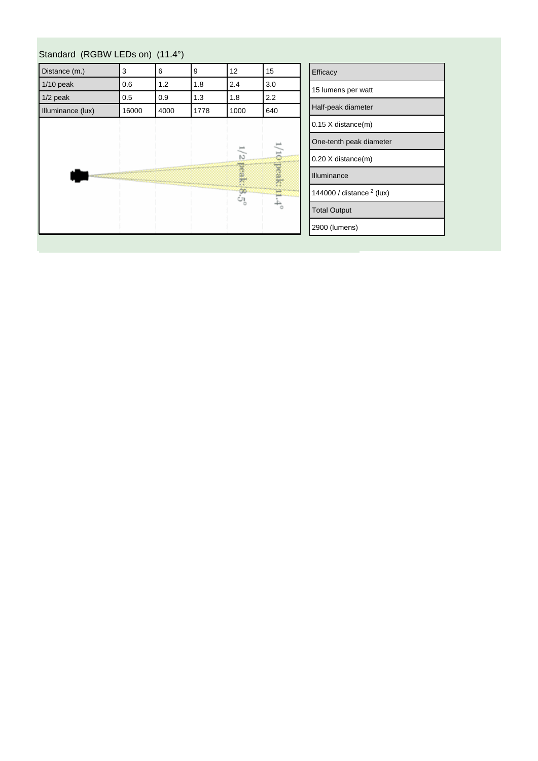## Standard (RGBW LEDs on) (11.4°)

| Distance (m.) | 3 | 6 | 9 | 12 | 15 |
| --- | --- | --- | --- | --- | --- |
| 1/10 peak | 0.6 | 1.2 | 1.8 | 2.4 | 3.0 |
| 1/2 peak | 0.5 | 0.9 | 1.3 | 1.8 | 2.2 |
| Illuminance (lux) | 16000 | 4000 | 1778 | 1000 | 640 |

1/2 peak: 8.5°

1/10 peak: 11.4°

| Efficacy |
| --- |
| 15 lumens per watt |
| Half-peak diameter |
| 0.15 X distance(m) |
| One-tenth peak diameter |
| 0.20 X distance(m) |
| Illuminance |
| 144000 / distance $^2$ (lux) |
| Total Output |
| 2900 (lumens) |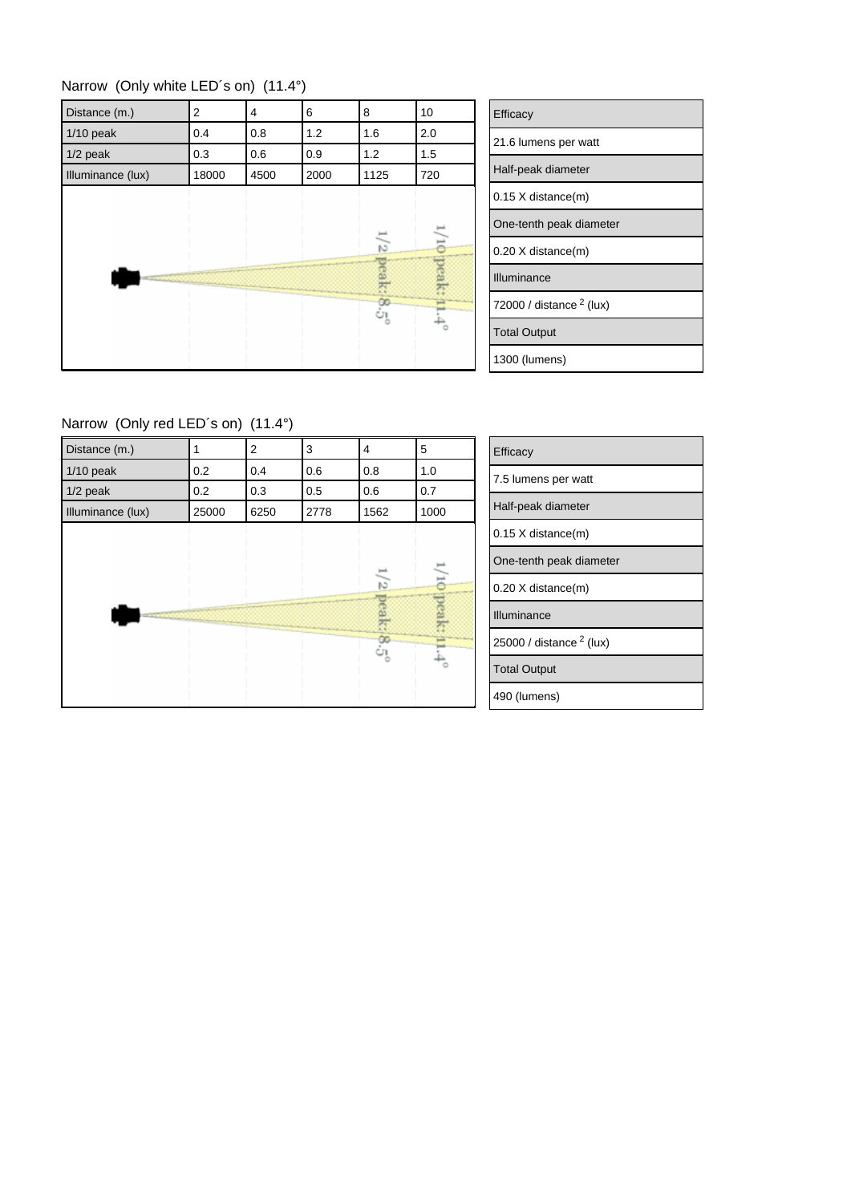## Narrow (Only white LED´s on) (11.4°)

| Distance (m.) | 2 | 4 | 6 | 8 | 10 |
|---|---|---|---|---|---|
| 1/10 peak | 0.4 | 0.8 | 1.2 | 1.6 | 2.0 |
| 1/2 peak | 0.3 | 0.6 | 0.9 | 1.2 | 1.5 |
| Illuminance (lux) | 18000 | 4500 | 2000 | 1125 | 720 |

1/2 peak: 8.5°

1/10 peak: 11.4°

| Efficacy |
|---|
| 21.6 lumens per watt |
| Half-peak diameter |
| 0.15 X distance(m) |
| One-tenth peak diameter |
| 0.20 X distance(m) |
| Illuminance |
| 72000 / distance $^2$ (lux) |
| Total Output |
| 1300 (lumens) |

## Narrow (Only red LED´s on) (11.4°)

| Distance (m.) | 1 | 2 | 3 | 4 | 5 |
|---|---|---|---|---|---|
| 1/10 peak | 0.2 | 0.4 | 0.6 | 0.8 | 1.0 |
| 1/2 peak | 0.2 | 0.3 | 0.5 | 0.6 | 0.7 |
| Illuminance (lux) | 25000 | 6250 | 2778 | 1562 | 1000 |

1/2 peak: 8.5°

1/10 peak: 11.4°

| Efficacy |
|---|
| 7.5 lumens per watt |
| Half-peak diameter |
| 0.15 X distance(m) |
| One-tenth peak diameter |
| 0.20 X distance(m) |
| Illuminance |
| 25000 / distance $^2$ (lux) |
| Total Output |
| 490 (lumens) |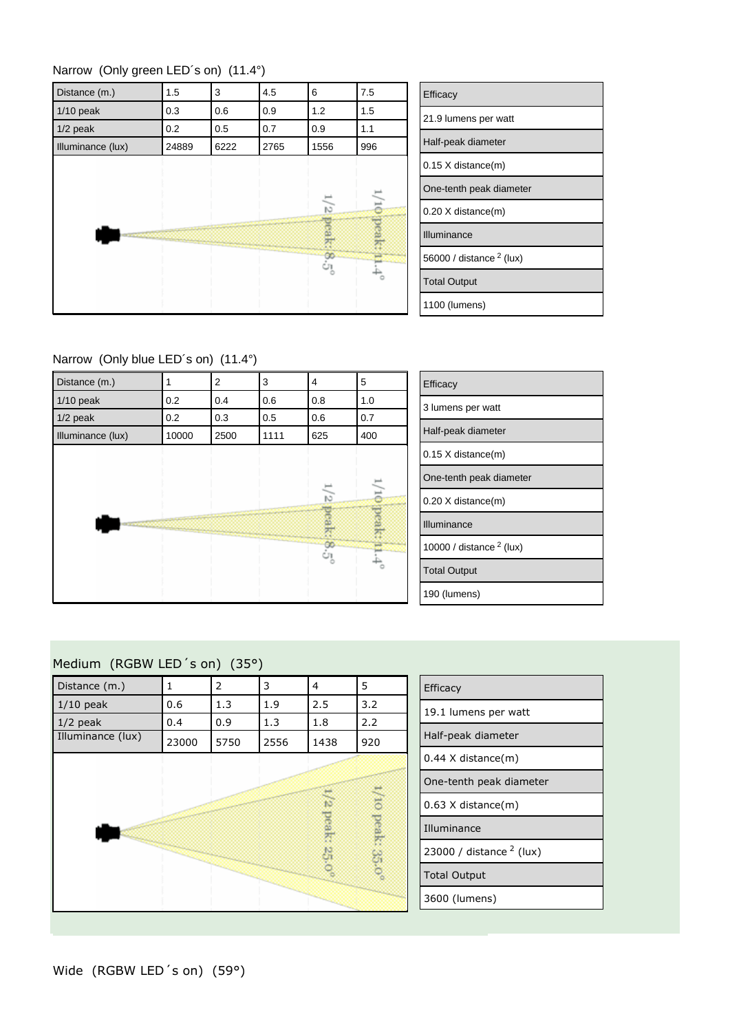Narrow (Only green LED´s on) (11.4°)

| Distance (m.) | 1.5 | 3 | 4.5 | 6 | 7.5 |
|---|---|---|---|---|---|
| 1/10 peak | 0.3 | 0.6 | 0.9 | 1.2 | 1.5 |
| 1/2 peak | 0.2 | 0.5 | 0.7 | 0.9 | 1.1 |
| Illuminance (lux) | 24889 | 6222 | 2765 | 1556 | 996 |

1/2 peak: 8.5° 1/10 peak: 11.4°

| Efficacy |
|---|
| 21.9 lumens per watt |
| Half-peak diameter |
| 0.15 X distance(m) |
| One-tenth peak diameter |
| 0.20 X distance(m) |
| Illuminance |
| 56000 / distance $^2$ (lux) |
| Total Output |
| 1100 (lumens) |

Narrow (Only blue LED´s on) (11.4°)

| Distance (m.) | 1 | 2 | 3 | 4 | 5 |
|---|---|---|---|---|---|
| 1/10 peak | 0.2 | 0.4 | 0.6 | 0.8 | 1.0 |
| 1/2 peak | 0.2 | 0.3 | 0.5 | 0.6 | 0.7 |
| Illuminance (lux) | 10000 | 2500 | 1111 | 625 | 400 |

1/2 peak: 8.5° 1/10 peak: 11.4°

| Efficacy |
|---|
| 3 lumens per watt |
| Half-peak diameter |
| 0.15 X distance(m) |
| One-tenth peak diameter |
| 0.20 X distance(m) |
| Illuminance |
| 10000 / distance $^2$ (lux) |
| Total Output |
| 190 (lumens) |

Medium (RGBW LED´s on) (35°)

| Distance (m.) | 1 | 2 | 3 | 4 | 5 |
|---|---|---|---|---|---|
| 1/10 peak | 0.6 | 1.3 | 1.9 | 2.5 | 3.2 |
| 1/2 peak | 0.4 | 0.9 | 1.3 | 1.8 | 2.2 |
| Illuminance (lux) | 23000 | 5750 | 2556 | 1438 | 920 |

1/2 peak: 25.0° 1/10 peak: 35.0°

| Efficacy |
|---|
| 19.1 lumens per watt |
| Half-peak diameter |
| 0.44 X distance(m) |
| One-tenth peak diameter |
| 0.63 X distance(m) |
| Illuminance |
| 23000 / distance $^2$ (lux) |
| Total Output |
| 3600 (lumens) |

Wide (RGBW LED´s on) (59°)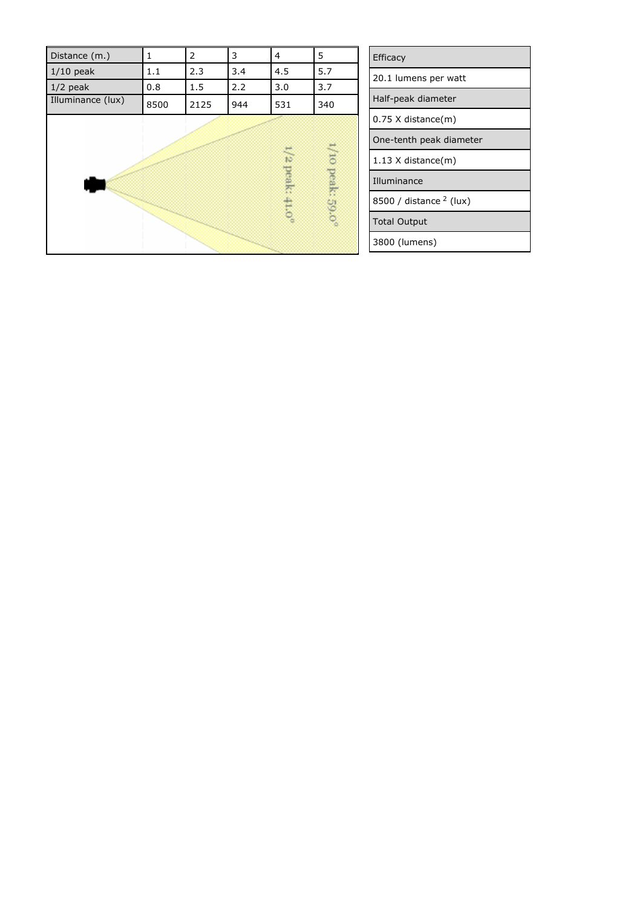| Distance (m.) | 1 | 2 | 3 | 4 | 5 |
| --- | --- | --- | --- | --- | --- |
| 1/10 peak | 1.1 | 2.3 | 3.4 | 4.5 | 5.7 |
| 1/2 peak | 0.8 | 1.5 | 2.2 | 3.0 | 3.7 |
| Illuminance (lux) | 8500 | 2125 | 944 | 531 | 340 |

1/2 peak: 41.0°

1/10 peak: 59.0°

| | |
| --- | --- |
| Efficacy | 20.1 lumens per watt |
| Half-peak diameter | 0.75 X distance(m) |
| One-tenth peak diameter | 1.13 X distance(m) |
| Illuminance | 8500 / distance $^2$ (lux) |
| Total Output | 3800 (lumens) |